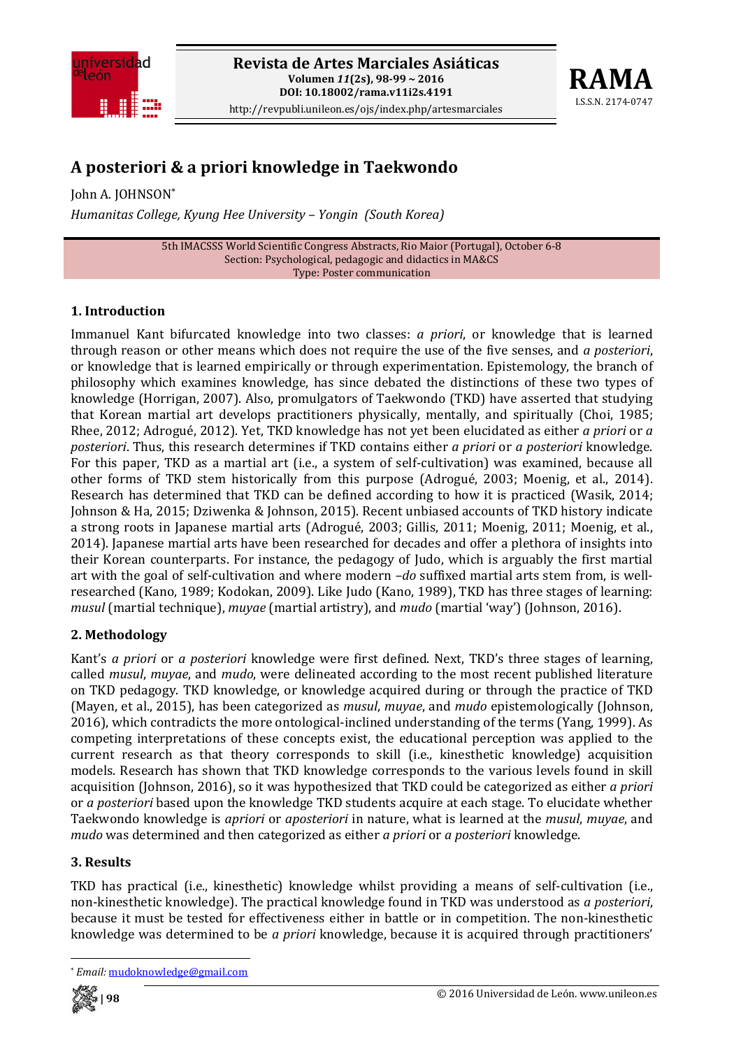# A posteriori & a priori knowledge in Taekwondo

John A. JOHNSON*

*Humanitas College, Kyung Hee University – Yongin (South Korea)*

5th IMACSSS World Scientific Congress Abstracts, Rio Maior (Portugal), October 6-8
Section: Psychological, pedagogic and didactics in MA&CS
Type: Poster communication

## 1. Introduction

Immanuel Kant bifurcated knowledge into two classes: *a priori*, or knowledge that is learned through reason or other means which does not require the use of the five senses, and *a posteriori*, or knowledge that is learned empirically or through experimentation. Epistemology, the branch of philosophy which examines knowledge, has since debated the distinctions of these two types of knowledge (Horrigan, 2007). Also, promulgators of Taekwondo (TKD) have asserted that studying that Korean martial art develops practitioners physically, mentally, and spiritually (Choi, 1985; Rhee, 2012; Adrogué, 2012). Yet, TKD knowledge has not yet been elucidated as either *a priori* or *a posteriori*. Thus, this research determines if TKD contains either *a priori* or *a posteriori* knowledge. For this paper, TKD as a martial art (i.e., a system of self-cultivation) was examined, because all other forms of TKD stem historically from this purpose (Adrogué, 2003; Moenig, et al., 2014). Research has determined that TKD can be defined according to how it is practiced (Wasik, 2014; Johnson & Ha, 2015; Dziwenka & Johnson, 2015). Recent unbiased accounts of TKD history indicate a strong roots in Japanese martial arts (Adrogué, 2003; Gillis, 2011; Moenig, 2011; Moenig, et al., 2014). Japanese martial arts have been researched for decades and offer a plethora of insights into their Korean counterparts. For instance, the pedagogy of Judo, which is arguably the first martial art with the goal of self-cultivation and where modern *–do* suffixed martial arts stem from, is well-researched (Kano, 1989; Kodokan, 2009). Like Judo (Kano, 1989), TKD has three stages of learning: *musul* (martial technique), *muyae* (martial artistry), and *mudo* (martial 'way') (Johnson, 2016).

## 2. Methodology

Kant's *a priori* or *a posteriori* knowledge were first defined. Next, TKD's three stages of learning, called *musul*, *muyae*, and *mudo*, were delineated according to the most recent published literature on TKD pedagogy. TKD knowledge, or knowledge acquired during or through the practice of TKD (Mayen, et al., 2015), has been categorized as *musul*, *muyae*, and *mudo* epistemologically (Johnson, 2016), which contradicts the more ontological-inclined understanding of the terms (Yang, 1999). As competing interpretations of these concepts exist, the educational perception was applied to the current research as that theory corresponds to skill (i.e., kinesthetic knowledge) acquisition models. Research has shown that TKD knowledge corresponds to the various levels found in skill acquisition (Johnson, 2016), so it was hypothesized that TKD could be categorized as either *a priori* or *a posteriori* based upon the knowledge TKD students acquire at each stage. To elucidate whether Taekwondo knowledge is *apriori* or *aposteriori* in nature, what is learned at the *musul*, *muyae*, and *mudo* was determined and then categorized as either *a priori* or *a posteriori* knowledge.

## 3. Results

TKD has practical (i.e., kinesthetic) knowledge whilst providing a means of self-cultivation (i.e., non-kinesthetic knowledge). The practical knowledge found in TKD was understood as *a posteriori*, because it must be tested for effectiveness either in battle or in competition. The non-kinesthetic knowledge was determined to be *a priori* knowledge, because it is acquired through practitioners'

---

* *Email:* mudoknowledge@gmail.com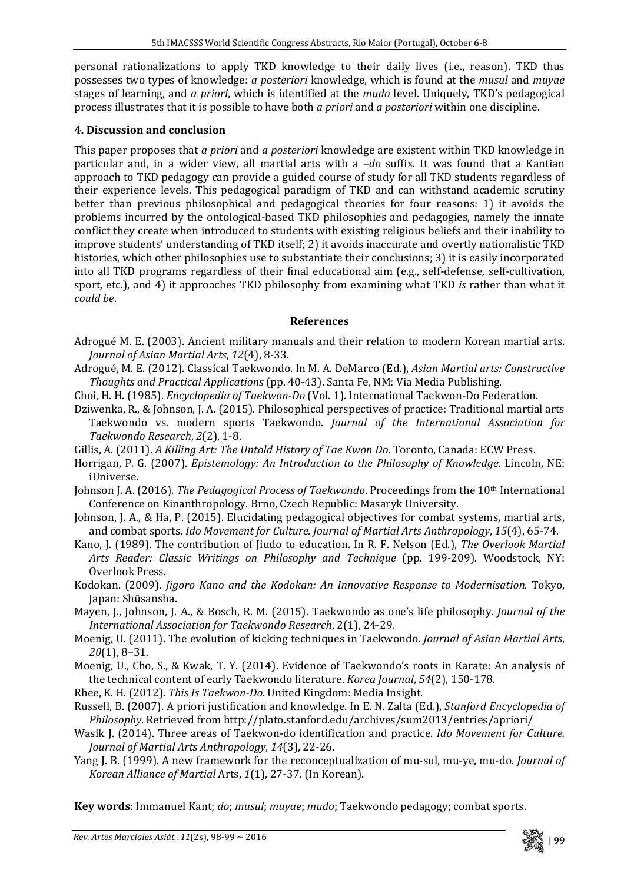personal rationalizations to apply TKD knowledge to their daily lives (i.e., reason). TKD thus possesses two types of knowledge: *a posteriori* knowledge, which is found at the *musul* and *muyae* stages of learning, and *a priori*, which is identified at the *mudo* level. Uniquely, TKD's pedagogical process illustrates that it is possible to have both *a priori* and *a posteriori* within one discipline.

### 4. Discussion and conclusion

This paper proposes that *a priori* and *a posteriori* knowledge are existent within TKD knowledge in particular and, in a wider view, all martial arts with a –*do* suffix. It was found that a Kantian approach to TKD pedagogy can provide a guided course of study for all TKD students regardless of their experience levels. This pedagogical paradigm of TKD and can withstand academic scrutiny better than previous philosophical and pedagogical theories for four reasons: 1) it avoids the problems incurred by the ontological-based TKD philosophies and pedagogies, namely the innate conflict they create when introduced to students with existing religious beliefs and their inability to improve students' understanding of TKD itself; 2) it avoids inaccurate and overtly nationalistic TKD histories, which other philosophies use to substantiate their conclusions; 3) it is easily incorporated into all TKD programs regardless of their final educational aim (e.g., self-defense, self-cultivation, sport, etc.), and 4) it approaches TKD philosophy from examining what TKD *is* rather than what it *could be*.

### References

Adrogué M. E. (2003). Ancient military manuals and their relation to modern Korean martial arts. *Journal of Asian Martial Arts*, *12*(4), 8-33.

Adrogué, M. E. (2012). Classical Taekwondo. In M. A. DeMarco (Ed.), *Asian Martial arts: Constructive Thoughts and Practical Applications* (pp. 40-43). Santa Fe, NM: Via Media Publishing.

Choi, H. H. (1985). *Encyclopedia of Taekwon-Do* (Vol. 1). International Taekwon-Do Federation.

Dziwenka, R., & Johnson, J. A. (2015). Philosophical perspectives of practice: Traditional martial arts Taekwondo vs. modern sports Taekwondo. *Journal of the International Association for Taekwondo Research*, *2*(2), 1-8.

Gillis, A. (2011). *A Killing Art: The Untold History of Tae Kwon Do*. Toronto, Canada: ECW Press.

Horrigan, P. G. (2007). *Epistemology: An Introduction to the Philosophy of Knowledge*. Lincoln, NE: iUniverse.

Johnson J. A. (2016). *The Pedagogical Process of Taekwondo*. Proceedings from the 10th International Conference on Kinanthropology. Brno, Czech Republic: Masaryk University.

Johnson, J. A., & Ha, P. (2015). Elucidating pedagogical objectives for combat systems, martial arts, and combat sports. *Ido Movement for Culture. Journal of Martial Arts Anthropology*, *15*(4), 65-74.

Kano, J. (1989). The contribution of Jiudo to education. In R. F. Nelson (Ed.), *The Overlook Martial Arts Reader: Classic Writings on Philosophy and Technique* (pp. 199-209). Woodstock, NY: Overlook Press.

Kodokan. (2009). *Jigoro Kano and the Kodokan: An Innovative Response to Modernisation*. Tokyo, Japan: Shūsansha.

Mayen, J., Johnson, J. A., & Bosch, R. M. (2015). Taekwondo as one's life philosophy. *Journal of the International Association for Taekwondo Research*, 2(1), 24-29.

Moenig, U. (2011). The evolution of kicking techniques in Taekwondo. *Journal of Asian Martial Arts*, *20*(1), 8–31.

Moenig, U., Cho, S., & Kwak, T. Y. (2014). Evidence of Taekwondo's roots in Karate: An analysis of the technical content of early Taekwondo literature. *Korea Journal*, *54*(2), 150-178.

Rhee, K. H. (2012). *This Is Taekwon-Do*. United Kingdom: Media Insight.

Russell, B. (2007). A priori justification and knowledge. In E. N. Zalta (Ed.), *Stanford Encyclopedia of Philosophy*. Retrieved from http://plato.stanford.edu/archives/sum2013/entries/apriori/

Wasik J. (2014). Three areas of Taekwon-do identification and practice. *Ido Movement for Culture. Journal of Martial Arts Anthropology*, *14*(3), 22-26.

Yang J. B. (1999). A new framework for the reconceptualization of mu-sul, mu-ye, mu-do. *Journal of Korean Alliance of Martial* Arts, *1*(1), 27-37. (In Korean).

**Key words**: Immanuel Kant; *do*; *musul*; *muyae*; *mudo*; Taekwondo pedagogy; combat sports.